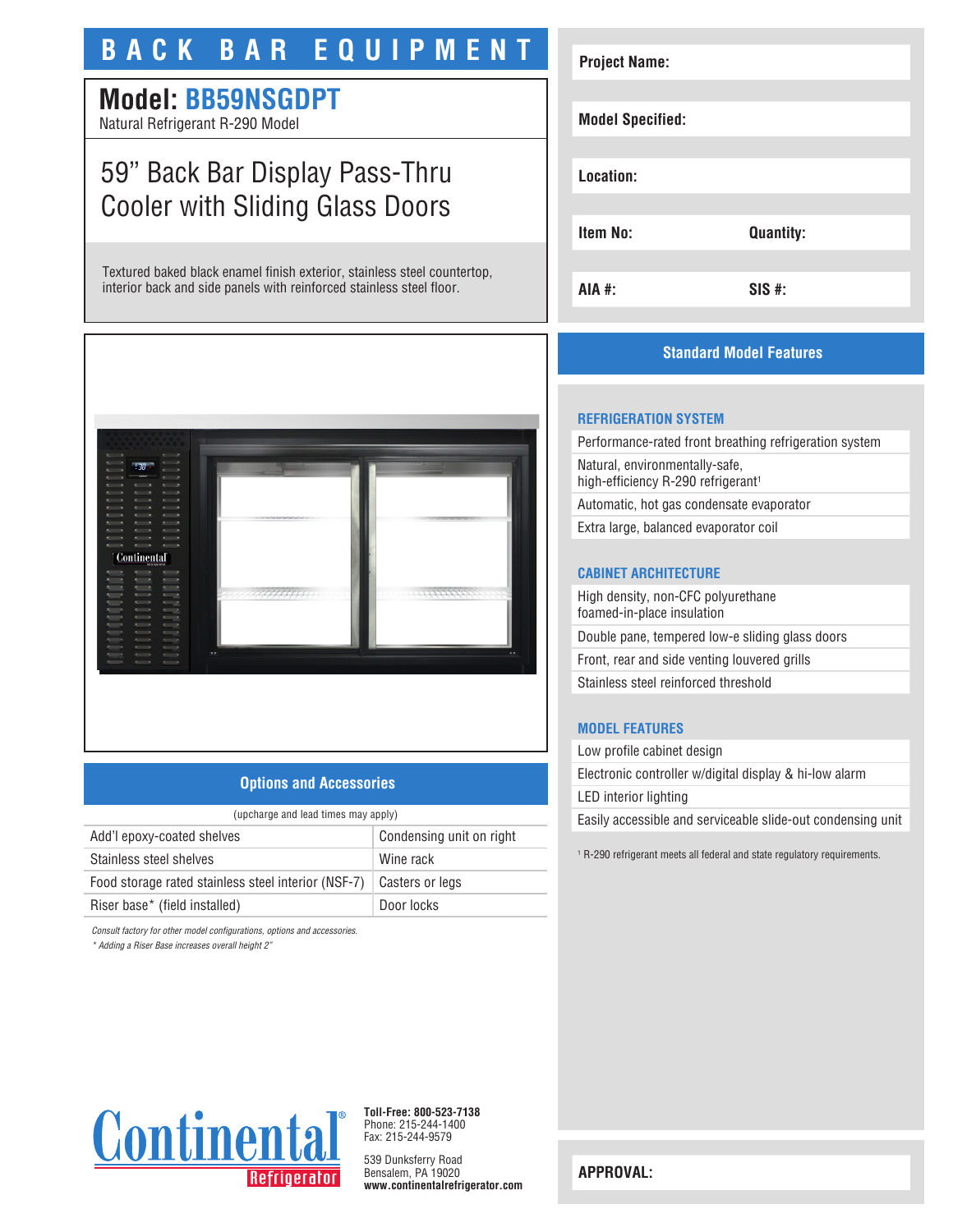# BACK BAR EQUIPMENT

## Model: BB59NSGDPT

Natural Refrigerant R-290 Model

## 59” Back Bar Display Pass-Thru Cooler with Sliding Glass Doors

Textured baked black enamel finish exterior, stainless steel countertop, interior back and side panels with reinforced stainless steel floor.

| Project Name: | |
|---|---|
| Model Specified: | |
| Location: | |
| Item No: | Quantity: |
| AIA #: | SIS #: |

## Standard Model Features

### REFRIGERATION SYSTEM

- Performance-rated front breathing refrigeration system
- Natural, environmentally-safe, high-efficiency R-290 refrigerant[1]
- Automatic, hot gas condensate evaporator
- Extra large, balanced evaporator coil

### CABINET ARCHITECTURE

- High density, non-CFC polyurethane foamed-in-place insulation
- Double pane, tempered low-e sliding glass doors
- Front, rear and side venting louvered grills
- Stainless steel reinforced threshold

### MODEL FEATURES

- Low profile cabinet design
- Electronic controller w/digital display & hi-low alarm
- LED interior lighting
- Easily accessible and serviceable slide-out condensing unit

[1] R-290 refrigerant meets all federal and state regulatory requirements.

## Options and Accessories

(upcharge and lead times may apply)

| | |
|---|---|
| Add'l epoxy-coated shelves | Condensing unit on right |
| Stainless steel shelves | Wine rack |
| Food storage rated stainless steel interior (NSF-7) | Casters or legs |
| Riser base* (field installed) | Door locks |

*Consult factory for other model configurations, options and accessories.*

*\* Adding a Riser Base increases overall height 2”*

Continental® Refrigerator

**Toll-Free: 800-523-7138**
Phone: 215-244-1400
Fax: 215-244-9579

539 Dunksferry Road
Bensalem, PA 19020
**www.continentalrefrigerator.com**

**APPROVAL:**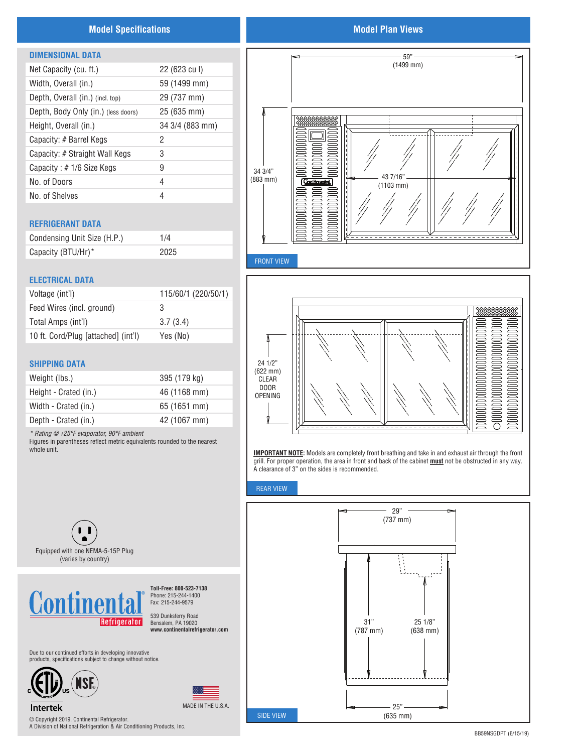## Model Specifications

### DIMENSIONAL DATA

| | |
|---|---|
| Net Capacity (cu. ft.) | 22 (623 cu l) |
| Width, Overall (in.) | 59 (1499 mm) |
| Depth, Overall (in.) (incl. top) | 29 (737 mm) |
| Depth, Body Only (in.) (less doors) | 25 (635 mm) |
| Height, Overall (in.) | 34 3/4 (883 mm) |
| Capacity: # Barrel Kegs | 2 |
| Capacity: # Straight Wall Kegs | 3 |
| Capacity : # 1/6 Size Kegs | 9 |
| No. of Doors | 4 |
| No. of Shelves | 4 |

### REFRIGERANT DATA

| | |
|---|---|
| Condensing Unit Size (H.P.) | 1/4 |
| Capacity (BTU/Hr)* | 2025 |

### ELECTRICAL DATA

| | |
|---|---|
| Voltage (int'l) | 115/60/1 (220/50/1) |
| Feed Wires (incl. ground) | 3 |
| Total Amps (int'l) | 3.7 (3.4) |
| 10 ft. Cord/Plug [attached] (int'l) | Yes (No) |

### SHIPPING DATA

| | |
|---|---|
| Weight (lbs.) | 395 (179 kg) |
| Height - Crated (in.) | 46 (1168 mm) |
| Width - Crated (in.) | 65 (1651 mm) |
| Depth - Crated (in.) | 42 (1067 mm) |

*\* Rating @ +25°F evaporator, 90°F ambient*

Figures in parentheses reflect metric equivalents rounded to the nearest whole unit.

Equipped with one NEMA-5-15P Plug (varies by country)

Continental Refrigerator

**Toll-Free: 800-523-7138**
Phone: 215-244-1400
Fax: 215-244-9579

539 Dunksferry Road
Bensalem, PA 19020
**www.continentalrefrigerator.com**

Due to our continued efforts in developing innovative products, specifications subject to change without notice.

Intertek

MADE IN THE U.S.A.

© Copyright 2019. Continental Refrigerator.
A Division of National Refrigeration & Air Conditioning Products, Inc.

## Model Plan Views

FRONT VIEW

59"
(1499 mm)

34 3/4"
(883 mm)

43 7/16"
(1103 mm)

REAR VIEW

24 1/2"
(622 mm)
CLEAR
DOOR
OPENING

**IMPORTANT NOTE:** Models are completely front breathing and take in and exhaust air through the front grill. For proper operation, the area in front and back of the cabinet **must** not be obstructed in any way. A clearance of 3" on the sides is recommended.

SIDE VIEW

29"
(737 mm)

31"
(787 mm)

25 1/8"
(638 mm)

25"
(635 mm)

BB59NSGDPT (6/15/19)